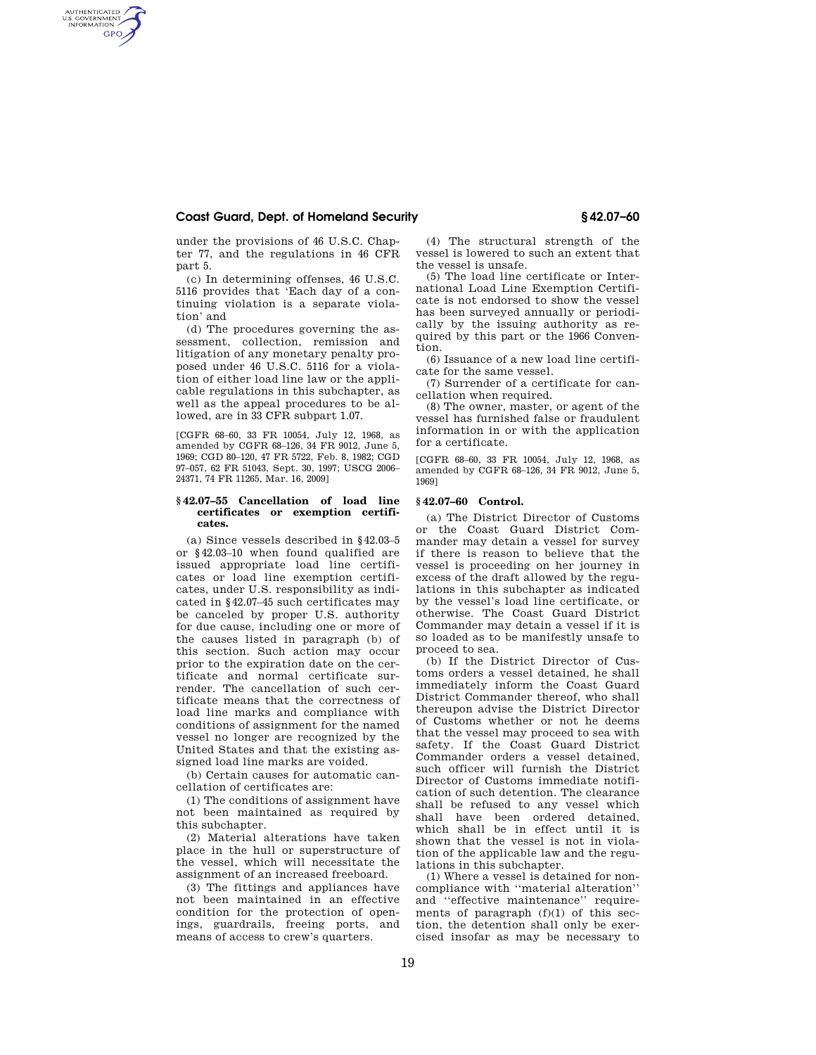under the provisions of 46 U.S.C. Chapter 77, and the regulations in 46 CFR part 5.

(c) In determining offenses, 46 U.S.C. 5116 provides that 'Each day of a continuing violation is a separate violation' and

(d) The procedures governing the assessment, collection, remission and litigation of any monetary penalty proposed under 46 U.S.C. 5116 for a violation of either load line law or the applicable regulations in this subchapter, as well as the appeal procedures to be allowed, are in 33 CFR subpart 1.07.

[CGFR 68–60, 33 FR 10054, July 12, 1968, as amended by CGFR 68–126, 34 FR 9012, June 5, 1969; CGD 80–120, 47 FR 5722, Feb. 8, 1982; CGD 97–057, 62 FR 51043, Sept. 30, 1997; USCG 2006–24371, 74 FR 11265, Mar. 16, 2009]

### § 42.07–55 Cancellation of load line certificates or exemption certificates.

(a) Since vessels described in § 42.03–5 or § 42.03–10 when found qualified are issued appropriate load line certificates or load line exemption certificates, under U.S. responsibility as indicated in § 42.07–45 such certificates may be canceled by proper U.S. authority for due cause, including one or more of the causes listed in paragraph (b) of this section. Such action may occur prior to the expiration date on the certificate and normal certificate surrender. The cancellation of such certificate means that the correctness of load line marks and compliance with conditions of assignment for the named vessel no longer are recognized by the United States and that the existing assigned load line marks are voided.

(b) Certain causes for automatic cancellation of certificates are:

(1) The conditions of assignment have not been maintained as required by this subchapter.

(2) Material alterations have taken place in the hull or superstructure of the vessel, which will necessitate the assignment of an increased freeboard.

(3) The fittings and appliances have not been maintained in an effective condition for the protection of openings, guardrails, freeing ports, and means of access to crew's quarters.

(4) The structural strength of the vessel is lowered to such an extent that the vessel is unsafe.

(5) The load line certificate or International Load Line Exemption Certificate is not endorsed to show the vessel has been surveyed annually or periodically by the issuing authority as required by this part or the 1966 Convention.

(6) Issuance of a new load line certificate for the same vessel.

(7) Surrender of a certificate for cancellation when required.

(8) The owner, master, or agent of the vessel has furnished false or fraudulent information in or with the application for a certificate.

[CGFR 68–60, 33 FR 10054, July 12, 1968, as amended by CGFR 68–126, 34 FR 9012, June 5, 1969]

### § 42.07–60 Control.

(a) The District Director of Customs or the Coast Guard District Commander may detain a vessel for survey if there is reason to believe that the vessel is proceeding on her journey in excess of the draft allowed by the regulations in this subchapter as indicated by the vessel's load line certificate, or otherwise. The Coast Guard District Commander may detain a vessel if it is so loaded as to be manifestly unsafe to proceed to sea.

(b) If the District Director of Customs orders a vessel detained, he shall immediately inform the Coast Guard District Commander thereof, who shall thereupon advise the District Director of Customs whether or not he deems that the vessel may proceed to sea with safety. If the Coast Guard District Commander orders a vessel detained, such officer will furnish the District Director of Customs immediate notification of such detention. The clearance shall be refused to any vessel which shall have been ordered detained, which shall be in effect until it is shown that the vessel is not in violation of the applicable law and the regulations in this subchapter.

(1) Where a vessel is detained for noncompliance with "material alteration" and "effective maintenance" requirements of paragraph (f)(1) of this section, the detention shall only be exercised insofar as may be necessary to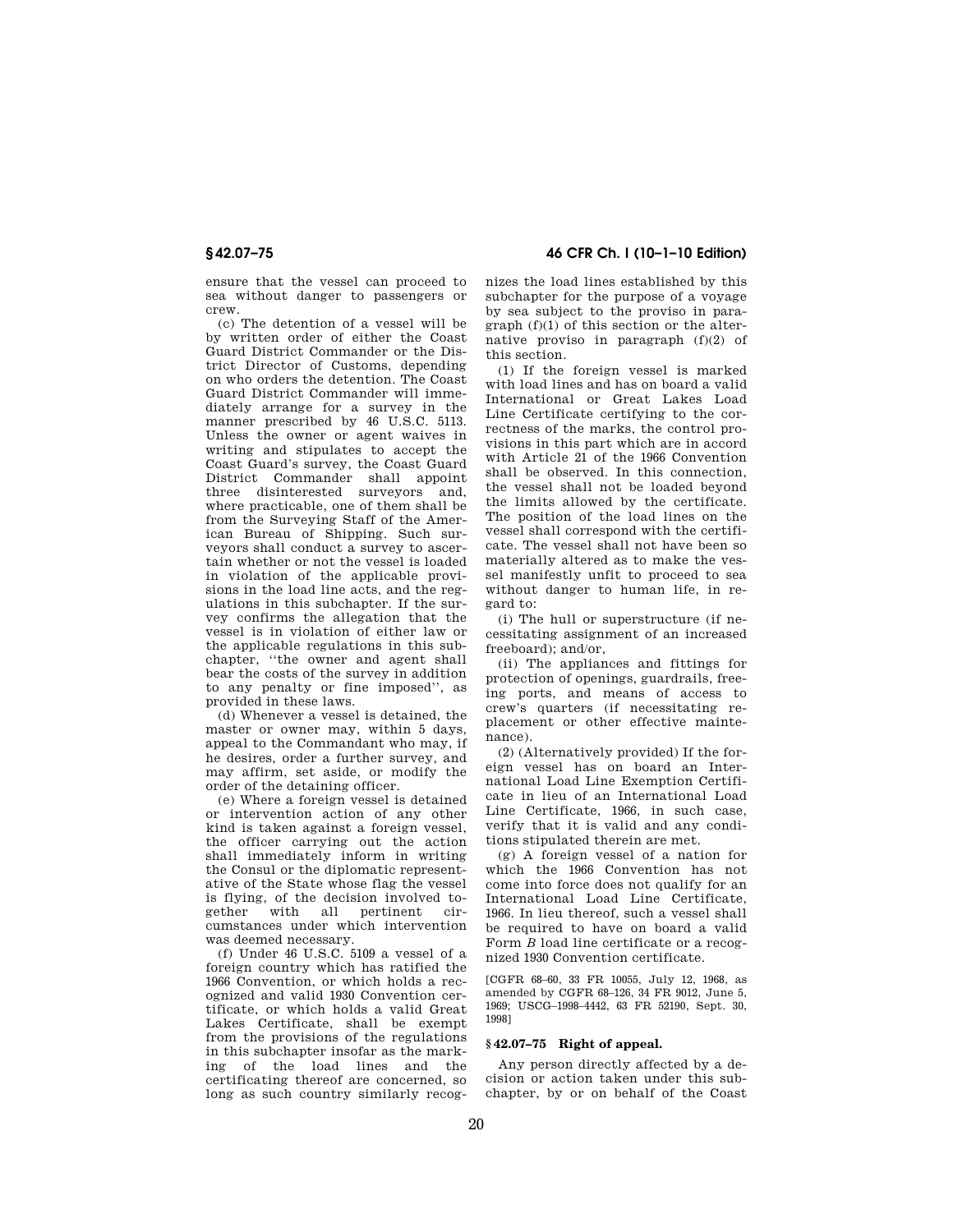ensure that the vessel can proceed to sea without danger to passengers or crew.

(c) The detention of a vessel will be by written order of either the Coast Guard District Commander or the District Director of Customs, depending on who orders the detention. The Coast Guard District Commander will immediately arrange for a survey in the manner prescribed by 46 U.S.C. 5113. Unless the owner or agent waives in writing and stipulates to accept the Coast Guard's survey, the Coast Guard District Commander shall appoint three disinterested surveyors and, where practicable, one of them shall be from the Surveying Staff of the American Bureau of Shipping. Such surveyors shall conduct a survey to ascertain whether or not the vessel is loaded in violation of the applicable provisions in the load line acts, and the regulations in this subchapter. If the survey confirms the allegation that the vessel is in violation of either law or the applicable regulations in this subchapter, "the owner and agent shall bear the costs of the survey in addition to any penalty or fine imposed", as provided in these laws.

(d) Whenever a vessel is detained, the master or owner may, within 5 days, appeal to the Commandant who may, if he desires, order a further survey, and may affirm, set aside, or modify the order of the detaining officer.

(e) Where a foreign vessel is detained or intervention action of any other kind is taken against a foreign vessel, the officer carrying out the action shall immediately inform in writing the Consul or the diplomatic representative of the State whose flag the vessel is flying, of the decision involved together with all pertinent circumstances under which intervention was deemed necessary.

(f) Under 46 U.S.C. 5109 a vessel of a foreign country which has ratified the 1966 Convention, or which holds a recognized and valid 1930 Convention certificate, or which holds a valid Great Lakes Certificate, shall be exempt from the provisions of the regulations in this subchapter insofar as the marking of the load lines and the certificating thereof are concerned, so long as such country similarly recognizes the load lines established by this subchapter for the purpose of a voyage by sea subject to the proviso in paragraph (f)(1) of this section or the alternative proviso in paragraph (f)(2) of this section.

(1) If the foreign vessel is marked with load lines and has on board a valid International or Great Lakes Load Line Certificate certifying to the correctness of the marks, the control provisions in this part which are in accord with Article 21 of the 1966 Convention shall be observed. In this connection, the vessel shall not be loaded beyond the limits allowed by the certificate. The position of the load lines on the vessel shall correspond with the certificate. The vessel shall not have been so materially altered as to make the vessel manifestly unfit to proceed to sea without danger to human life, in regard to:

(i) The hull or superstructure (if necessitating assignment of an increased freeboard); and/or,

(ii) The appliances and fittings for protection of openings, guardrails, freeing ports, and means of access to crew's quarters (if necessitating replacement or other effective maintenance).

(2) (Alternatively provided) If the foreign vessel has on board an International Load Line Exemption Certificate in lieu of an International Load Line Certificate, 1966, in such case, verify that it is valid and any conditions stipulated therein are met.

(g) A foreign vessel of a nation for which the 1966 Convention has not come into force does not qualify for an International Load Line Certificate, 1966. In lieu thereof, such a vessel shall be required to have on board a valid Form *B* load line certificate or a recognized 1930 Convention certificate.

[CGFR 68–60, 33 FR 10055, July 12, 1968, as amended by CGFR 68–126, 34 FR 9012, June 5, 1969; USCG–1998–4442, 63 FR 52190, Sept. 30, 1998]

### § 42.07–75 Right of appeal.

Any person directly affected by a decision or action taken under this subchapter, by or on behalf of the Coast